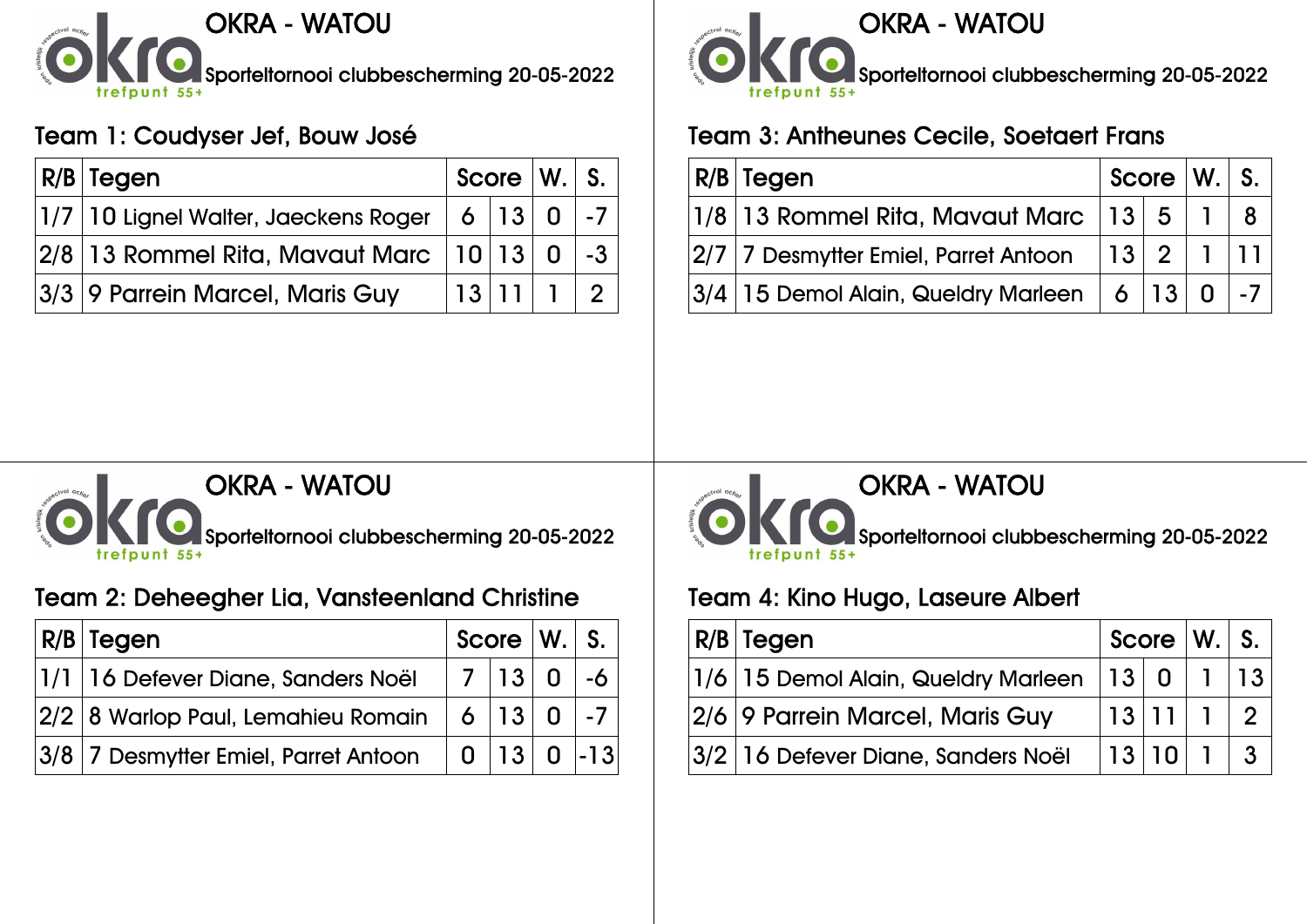# OKRA - WATOU

Sporteltornooi clubbescherming 20-05-2022

## Team 1: Coudyser Jef, Bouw José

| R/B | Tegen | Score | | W. | S. |
|---|---|---|---|---|---|
| 1/7 | 10 Lignel Walter, Jaeckens Roger | 6 | 13 | 0 | -7 |
| 2/8 | 13 Rommel Rita, Mavaut Marc | 10 | 13 | 0 | -3 |
| 3/3 | 9 Parrein Marcel, Maris Guy | 13 | 11 | 1 | 2 |

# OKRA - WATOU

Sporteltornooi clubbescherming 20-05-2022

## Team 3: Antheunes Cecile, Soetaert Frans

| R/B | Tegen | Score | | W. | S. |
|---|---|---|---|---|---|
| 1/8 | 13 Rommel Rita, Mavaut Marc | 13 | 5 | 1 | 8 |
| 2/7 | 7 Desmytter Emiel, Parret Antoon | 13 | 2 | 1 | 11 |
| 3/4 | 15 Demol Alain, Queldry Marleen | 6 | 13 | 0 | -7 |

# OKRA - WATOU

Sporteltornooi clubbescherming 20-05-2022

## Team 2: Deheegher Lia, Vansteenland Christine

| R/B | Tegen | Score | | W. | S. |
|---|---|---|---|---|---|
| 1/1 | 16 Defever Diane, Sanders Noël | 7 | 13 | 0 | -6 |
| 2/2 | 8 Warlop Paul, Lemahieu Romain | 6 | 13 | 0 | -7 |
| 3/8 | 7 Desmytter Emiel, Parret Antoon | 0 | 13 | 0 | -13 |

# OKRA - WATOU

Sporteltornooi clubbescherming 20-05-2022

## Team 4: Kino Hugo, Laseure Albert

| R/B | Tegen | Score | | W. | S. |
|---|---|---|---|---|---|
| 1/6 | 15 Demol Alain, Queldry Marleen | 13 | 0 | 1 | 13 |
| 2/6 | 9 Parrein Marcel, Maris Guy | 13 | 11 | 1 | 2 |
| 3/2 | 16 Defever Diane, Sanders Noël | 13 | 10 | 1 | 3 |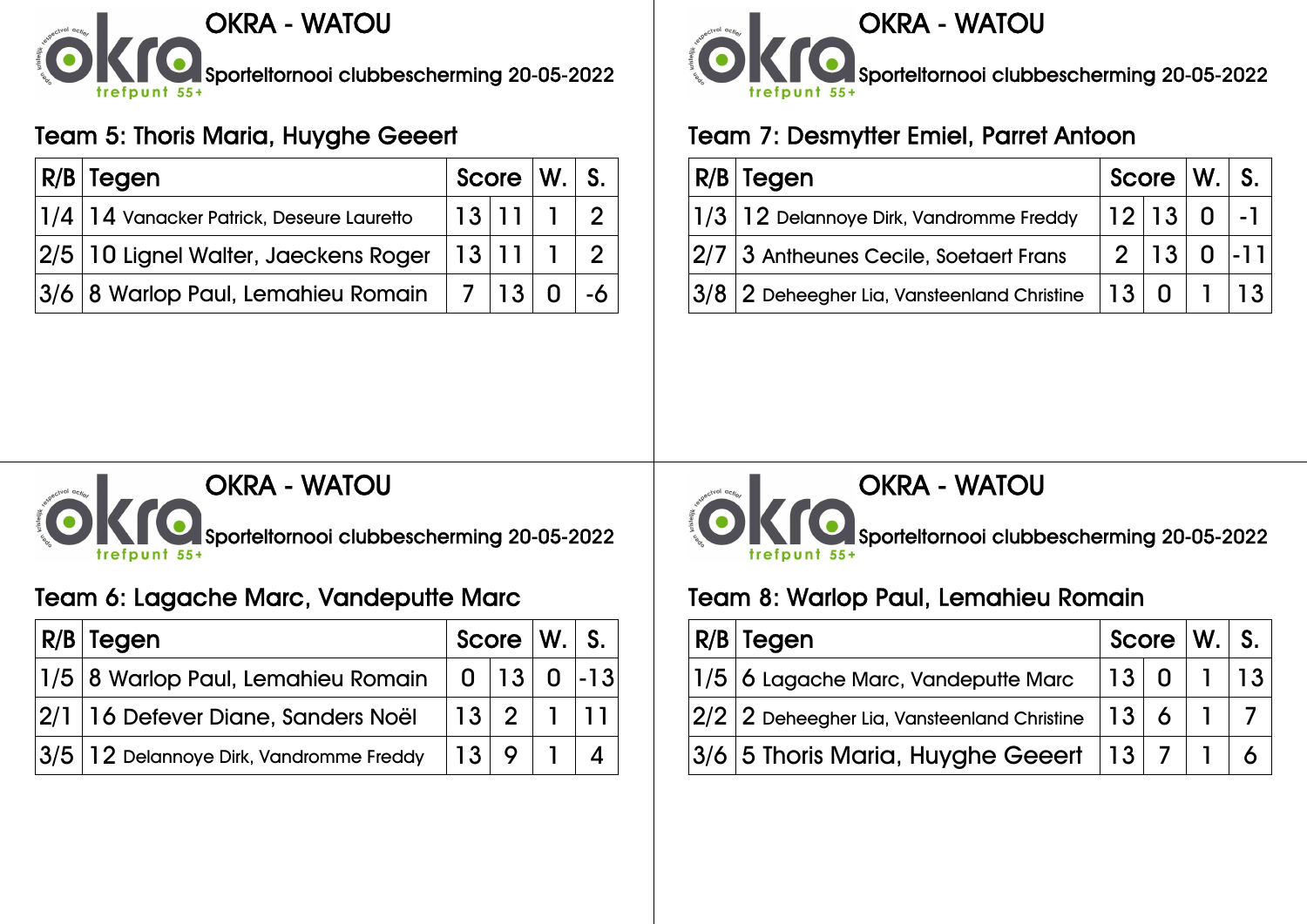## OKRA - WATOU

Sporteltornooi clubbescherming 20-05-2022

### Team 5: Thoris Maria, Huyghe Geeert

| R/B | Tegen | Score | | W. | S. |
|---|---|---|---|---|---|
| 1/4 | 14 Vanacker Patrick, Deseure Lauretto | 13 | 11 | 1 | 2 |
| 2/5 | 10 Lignel Walter, Jaeckens Roger | 13 | 11 | 1 | 2 |
| 3/6 | 8 Warlop Paul, Lemahieu Romain | 7 | 13 | 0 | -6 |

## OKRA - WATOU

Sporteltornooi clubbescherming 20-05-2022

### Team 7: Desmytter Emiel, Parret Antoon

| R/B | Tegen | Score | | W. | S. |
|---|---|---|---|---|---|
| 1/3 | 12 Delannoye Dirk, Vandromme Freddy | 12 | 13 | 0 | -1 |
| 2/7 | 3 Antheunes Cecile, Soetaert Frans | 2 | 13 | 0 | -11 |
| 3/8 | 2 Deheegher Lia, Vansteenland Christine | 13 | 0 | 1 | 13 |

## OKRA - WATOU

Sporteltornooi clubbescherming 20-05-2022

### Team 6: Lagache Marc, Vandeputte Marc

| R/B | Tegen | Score | | W. | S. |
|---|---|---|---|---|---|
| 1/5 | 8 Warlop Paul, Lemahieu Romain | 0 | 13 | 0 | -13 |
| 2/1 | 16 Defever Diane, Sanders Noël | 13 | 2 | 1 | 11 |
| 3/5 | 12 Delannoye Dirk, Vandromme Freddy | 13 | 9 | 1 | 4 |

## OKRA - WATOU

Sporteltornooi clubbescherming 20-05-2022

### Team 8: Warlop Paul, Lemahieu Romain

| R/B | Tegen | Score | | W. | S. |
|---|---|---|---|---|---|
| 1/5 | 6 Lagache Marc, Vandeputte Marc | 13 | 0 | 1 | 13 |
| 2/2 | 2 Deheegher Lia, Vansteenland Christine | 13 | 6 | 1 | 7 |
| 3/6 | 5 Thoris Maria, Huyghe Geeert | 13 | 7 | 1 | 6 |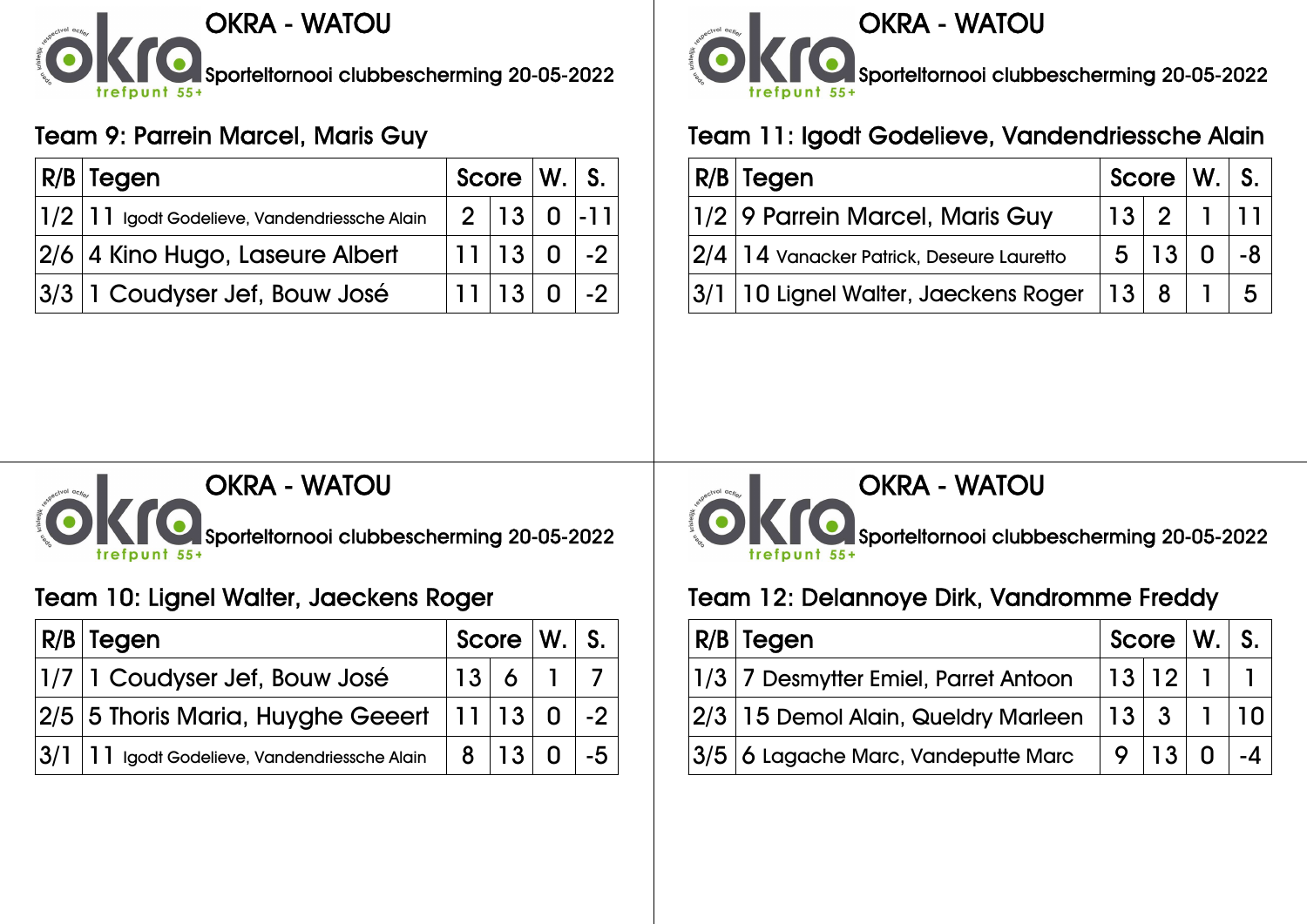# OKRA - WATOU

Sporteltornooi clubbescherming 20-05-2022

## Team 9: Parrein Marcel, Maris Guy

| R/B | Tegen | Score | | W. | S. |
|---|---|---|---|---|---|
| 1/2 | 11 Igodt Godelieve, Vandendriessche Alain | 2 | 13 | 0 | -11 |
| 2/6 | 4 Kino Hugo, Laseure Albert | 11 | 13 | 0 | -2 |
| 3/3 | 1 Coudyser Jef, Bouw José | 11 | 13 | 0 | -2 |

# OKRA - WATOU

Sporteltornooi clubbescherming 20-05-2022

## Team 11: Igodt Godelieve, Vandendriessche Alain

| R/B | Tegen | Score | | W. | S. |
|---|---|---|---|---|---|
| 1/2 | 9 Parrein Marcel, Maris Guy | 13 | 2 | 1 | 11 |
| 2/4 | 14 Vanacker Patrick, Deseure Lauretto | 5 | 13 | 0 | -8 |
| 3/1 | 10 Lignel Walter, Jaeckens Roger | 13 | 8 | 1 | 5 |

# OKRA - WATOU

Sporteltornooi clubbescherming 20-05-2022

## Team 10: Lignel Walter, Jaeckens Roger

| R/B | Tegen | Score | | W. | S. |
|---|---|---|---|---|---|
| 1/7 | 1 Coudyser Jef, Bouw José | 13 | 6 | 1 | 7 |
| 2/5 | 5 Thoris Maria, Huyghe Geeert | 11 | 13 | 0 | -2 |
| 3/1 | 11 Igodt Godelieve, Vandendriessche Alain | 8 | 13 | 0 | -5 |

# OKRA - WATOU

Sporteltornooi clubbescherming 20-05-2022

## Team 12: Delannoye Dirk, Vandromme Freddy

| R/B | Tegen | Score | | W. | S. |
|---|---|---|---|---|---|
| 1/3 | 7 Desmytter Emiel, Parret Antoon | 13 | 12 | 1 | 1 |
| 2/3 | 15 Demol Alain, Queldry Marleen | 13 | 3 | 1 | 10 |
| 3/5 | 6 Lagache Marc, Vandeputte Marc | 9 | 13 | 0 | -4 |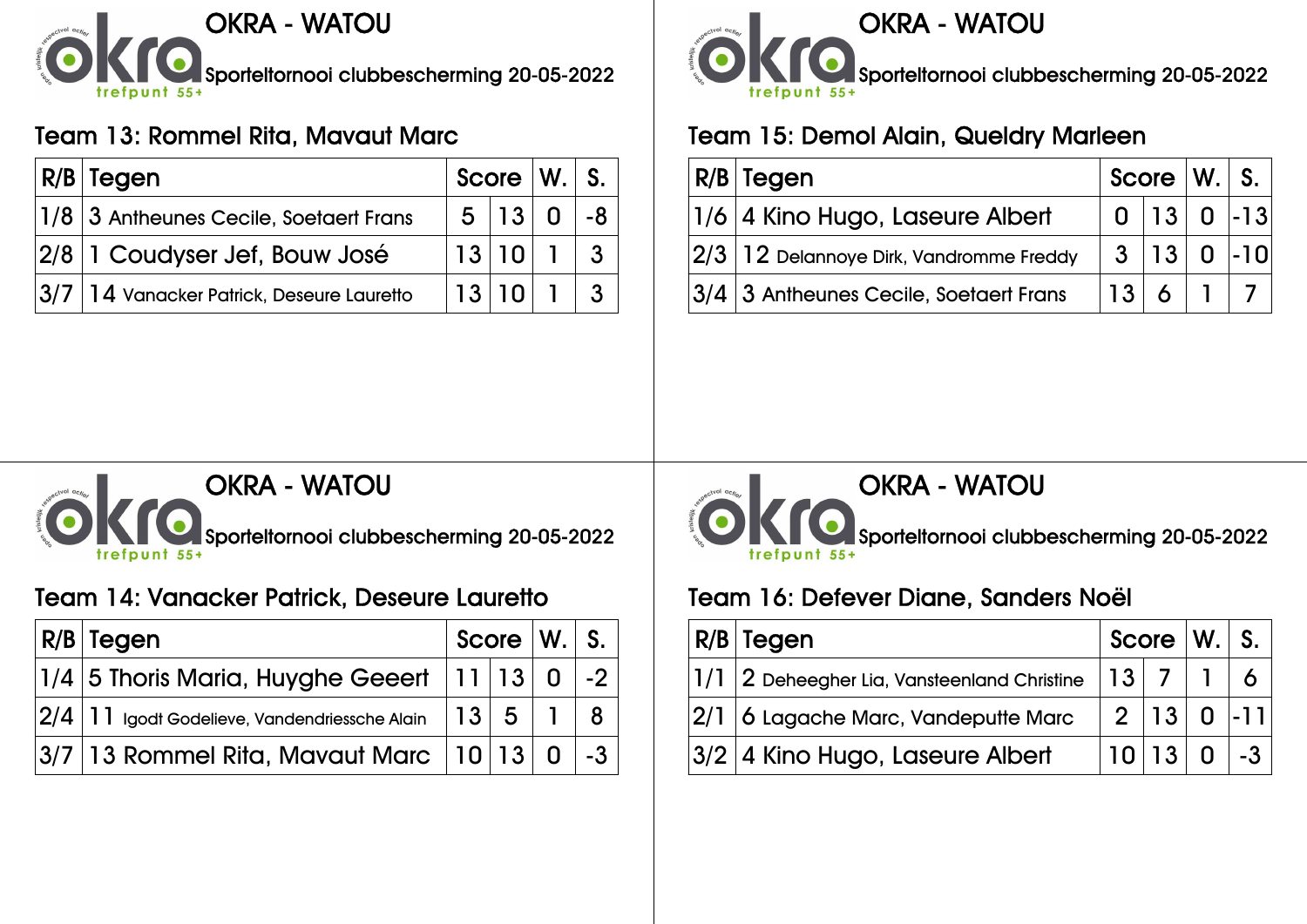## OKRA - WATOU

Sporteltornooi clubbescherming 20-05-2022

### Team 13: Rommel Rita, Mavaut Marc

| R/B | Tegen | Score | | W. | S. |
|---|---|---|---|---|---|
| 1/8 | 3 Antheunes Cecile, Soetaert Frans | 5 | 13 | 0 | -8 |
| 2/8 | 1 Coudyser Jef, Bouw José | 13 | 10 | 1 | 3 |
| 3/7 | 14 Vanacker Patrick, Deseure Lauretto | 13 | 10 | 1 | 3 |

## OKRA - WATOU

Sporteltornooi clubbescherming 20-05-2022

### Team 15: Demol Alain, Queldry Marleen

| R/B | Tegen | Score | | W. | S. |
|---|---|---|---|---|---|
| 1/6 | 4 Kino Hugo, Laseure Albert | 0 | 13 | 0 | -13 |
| 2/3 | 12 Delannoye Dirk, Vandromme Freddy | 3 | 13 | 0 | -10 |
| 3/4 | 3 Antheunes Cecile, Soetaert Frans | 13 | 6 | 1 | 7 |

## OKRA - WATOU

Sporteltornooi clubbescherming 20-05-2022

### Team 14: Vanacker Patrick, Deseure Lauretto

| R/B | Tegen | Score | | W. | S. |
|---|---|---|---|---|---|
| 1/4 | 5 Thoris Maria, Huyghe Geeert | 11 | 13 | 0 | -2 |
| 2/4 | 11 Igodt Godelieve, Vandendriessche Alain | 13 | 5 | 1 | 8 |
| 3/7 | 13 Rommel Rita, Mavaut Marc | 10 | 13 | 0 | -3 |

## OKRA - WATOU

Sporteltornooi clubbescherming 20-05-2022

### Team 16: Defever Diane, Sanders Noël

| R/B | Tegen | Score | | W. | S. |
|---|---|---|---|---|---|
| 1/1 | 2 Deheegher Lia, Vansteenland Christine | 13 | 7 | 1 | 6 |
| 2/1 | 6 Lagache Marc, Vandeputte Marc | 2 | 13 | 0 | -11 |
| 3/2 | 4 Kino Hugo, Laseure Albert | 10 | 13 | 0 | -3 |